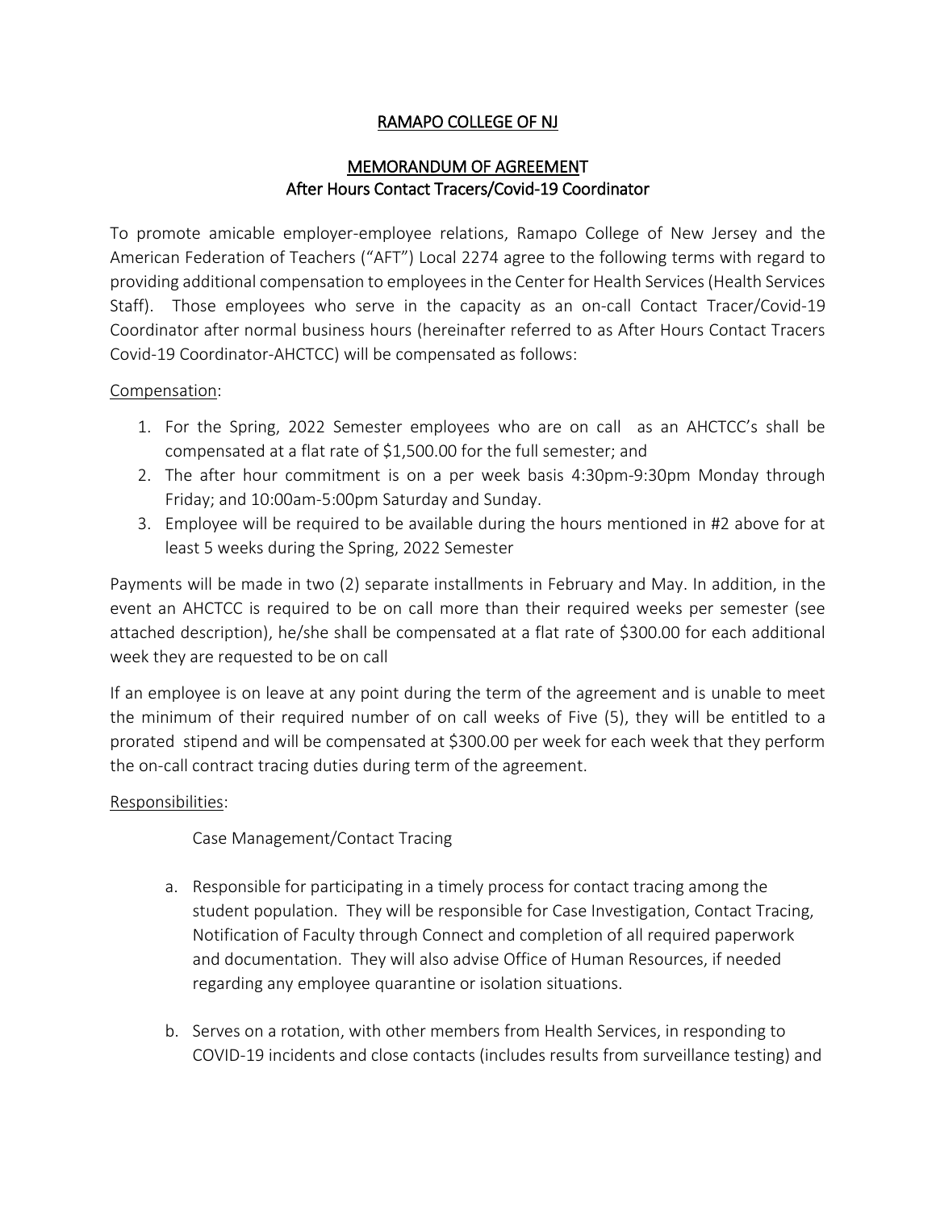# RAMAPO COLLEGE OF NJ

## MEMORANDUM OF AGREEMENT
After Hours Contact Tracers/Covid-19 Coordinator

To promote amicable employer-employee relations, Ramapo College of New Jersey and the American Federation of Teachers ("AFT") Local 2274 agree to the following terms with regard to providing additional compensation to employees in the Center for Health Services (Health Services Staff). Those employees who serve in the capacity as an on-call Contact Tracer/Covid-19 Coordinator after normal business hours (hereinafter referred to as After Hours Contact Tracers Covid-19 Coordinator-AHCTCC) will be compensated as follows:

Compensation:

1. For the Spring, 2022 Semester employees who are on call as an AHCTCC's shall be compensated at a flat rate of $1,500.00 for the full semester; and
2. The after hour commitment is on a per week basis 4:30pm-9:30pm Monday through Friday; and 10:00am-5:00pm Saturday and Sunday.
3. Employee will be required to be available during the hours mentioned in #2 above for at least 5 weeks during the Spring, 2022 Semester

Payments will be made in two (2) separate installments in February and May. In addition, in the event an AHCTCC is required to be on call more than their required weeks per semester (see attached description), he/she shall be compensated at a flat rate of $300.00 for each additional week they are requested to be on call

If an employee is on leave at any point during the term of the agreement and is unable to meet the minimum of their required number of on call weeks of Five (5), they will be entitled to a prorated stipend and will be compensated at $300.00 per week for each week that they perform the on-call contract tracing duties during term of the agreement.

Responsibilities:

Case Management/Contact Tracing

a. Responsible for participating in a timely process for contact tracing among the student population. They will be responsible for Case Investigation, Contact Tracing, Notification of Faculty through Connect and completion of all required paperwork and documentation. They will also advise Office of Human Resources, if needed regarding any employee quarantine or isolation situations.

b. Serves on a rotation, with other members from Health Services, in responding to COVID-19 incidents and close contacts (includes results from surveillance testing) and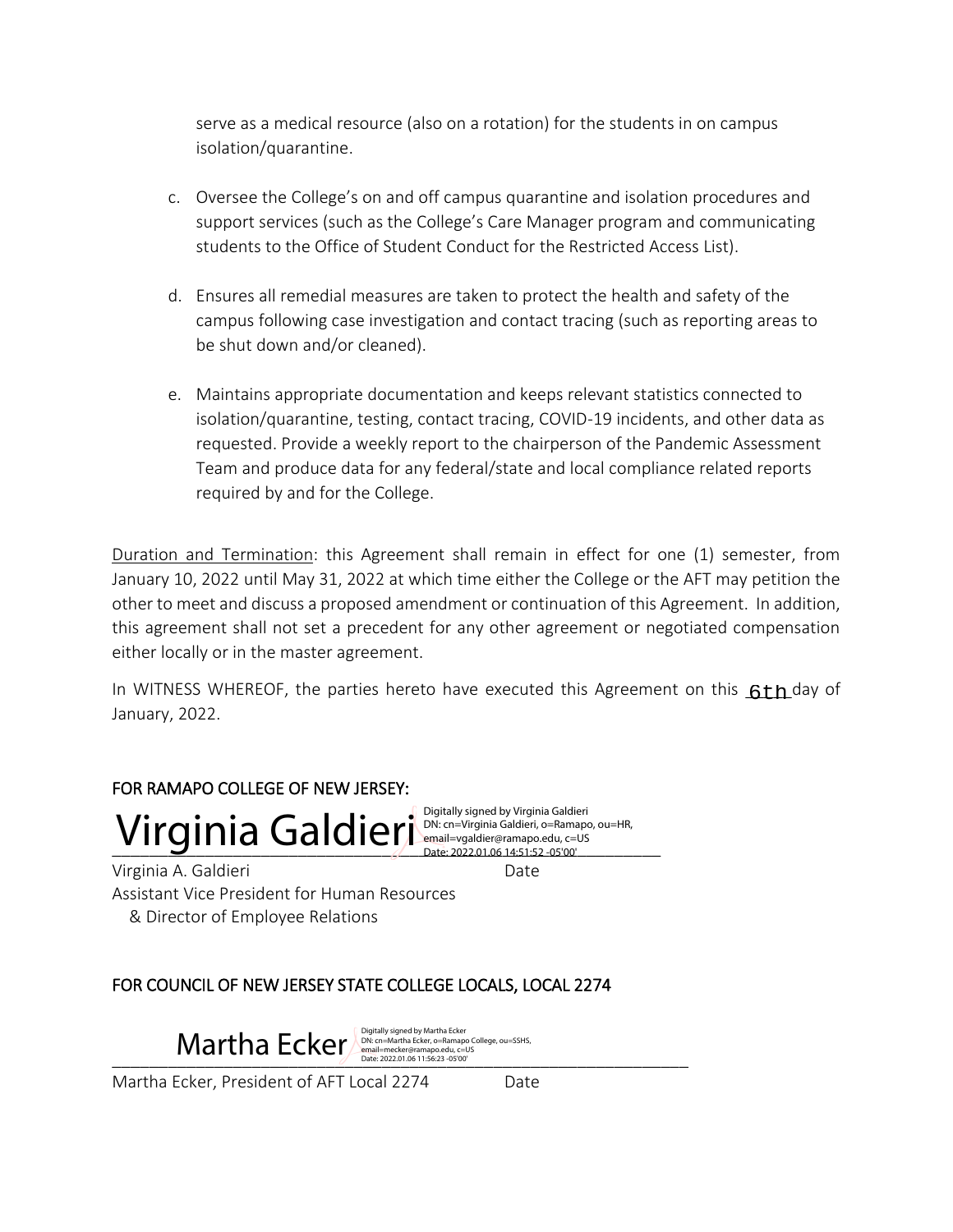serve as a medical resource (also on a rotation) for the students in on campus isolation/quarantine.

c. Oversee the College's on and off campus quarantine and isolation procedures and support services (such as the College's Care Manager program and communicating students to the Office of Student Conduct for the Restricted Access List).

d. Ensures all remedial measures are taken to protect the health and safety of the campus following case investigation and contact tracing (such as reporting areas to be shut down and/or cleaned).

e. Maintains appropriate documentation and keeps relevant statistics connected to isolation/quarantine, testing, contact tracing, COVID-19 incidents, and other data as requested. Provide a weekly report to the chairperson of the Pandemic Assessment Team and produce data for any federal/state and local compliance related reports required by and for the College.

Duration and Termination: this Agreement shall remain in effect for one (1) semester, from January 10, 2022 until May 31, 2022 at which time either the College or the AFT may petition the other to meet and discuss a proposed amendment or continuation of this Agreement. In addition, this agreement shall not set a precedent for any other agreement or negotiated compensation either locally or in the master agreement.

In WITNESS WHEREOF, the parties hereto have executed this Agreement on this 6th day of January, 2022.

**FOR RAMAPO COLLEGE OF NEW JERSEY:**

Virginia Galdieri

Digitally signed by Virginia Galdieri
DN: cn=Virginia Galdieri, o=Ramapo, ou=HR, email=vgaldier@ramapo.edu, c=US
Date: 2022.01.06 14:51:52 -05'00'

Virginia A. Galdieri Date
Assistant Vice President for Human Resources
& Director of Employee Relations

**FOR COUNCIL OF NEW JERSEY STATE COLLEGE LOCALS, LOCAL 2274**

Martha Ecker

Digitally signed by Martha Ecker
DN: cn=Martha Ecker, o=Ramapo College, ou=SSHS, email=mecker@ramapo.edu, c=US
Date: 2022.01.06 11:56:23 -05'00'

Martha Ecker, President of AFT Local 2274 Date